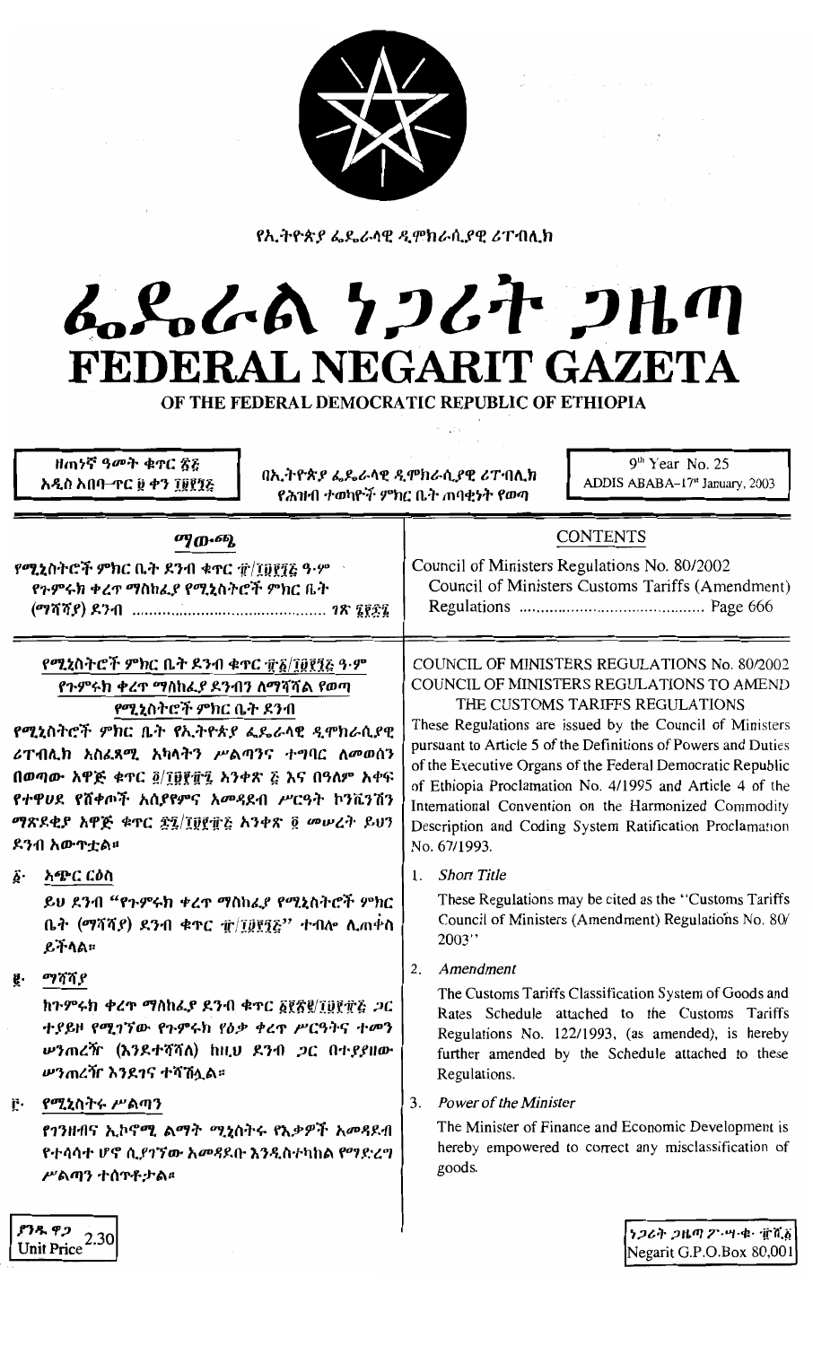የኢትዮጵያ ፌዴራላዊ ዲሞክራሲያዊ ሪፐብሊክ

# ፌዴራል ነጋሪት ጋዜጣ
# FEDERAL NEGARIT GAZETA
## OF THE FEDERAL DEMOCRATIC REPUBLIC OF ETHIOPIA

ዘጠነኛ ዓመት ቁጥር ፳፭
አዲስ አበባ–ጥር ፱ ቀን ፲፱፻፺፭

በኢትዮጵያ ፌዴራላዊ ዲሞክራሲያዊ ሪፐብሊክ
የሕዝብ ተወካዮች ምክር ቤት ጠባቂነት የወጣ

9th Year No. 25
ADDIS ABABA–17th January, 2003

| ማውጫ | CONTENTS |
|---|---|
| የሚኒስትሮች ምክር ቤት ደንብ ቁጥር ፹/፲፱፻፺፭ ዓ.ም<br>የጉምሩክ ቀረጥ ማስከፈያ የሚኒስትሮች ምክር ቤት (ማሻሻያ) ደንብ ...... ገጽ ፮፻፷፮ | Council of Ministers Regulations No. 80/2002<br>Council of Ministers Customs Tariffs (Amendment) Regulations ...... Page 666 |

**የሚኒስትሮች ምክር ቤት ደንብ ቁጥር ፹/፲፱፻፺፭ ዓ.ም**
**የጉምሩክ ቀረጥ ማስከፈያ ደንብን ለማሻሻል የወጣ የሚኒስትሮች ምክር ቤት ደንብ**

የሚኒስትሮች ምክር ቤት የኢትዮጵያ ፌዴራላዊ ዲሞክራሲያዊ ሪፐብሊክ አስፈጻሚ አካላትን ሥልጣንና ተግባር ለመወሰን በወጣው አዋጅ ቁጥር ፬/፲፱፻፹፯ አንቀጽ ፭ እና በዓለም አቀፍ የተዋሀደ የሸቀጦች አሰያየምና አመዳደብ ሥርዓት ኮንቬንሽን ማጽደቂያ አዋጅ ቁጥር ፷፯/፲፱፻፹፭ አንቀጽ ፬ መሠረት ይህን ደንብ አውጥቷል።

፩· **አጭር ርዕስ**

ይህ ደንብ "የጉምሩክ ቀረጥ ማስከፈያ የሚኒስትሮች ምክር ቤት (ማሻሻያ) ደንብ ቁጥር ፹/፲፱፻፺፭" ተብሎ ሊጠቀስ ይችላል።

፪· **ማሻሻያ**

ከጉምሩክ ቀረጥ ማስከፈያ ደንብ ቁጥር ፩፻፳፪/፲፱፻፹፭ ጋር ተያይዞ የሚገኘው የጉምሩክ የዕቃ ቀረጥ ሥርዓትና ተመን ሠንጠረዥ (እንደተሻሻለ) ከዚህ ደንብ ጋር በተያያዘው ሠንጠረዥ እንደገና ተሻሽሏል።

፫· **የሚኒስትሩ ሥልጣን**

የገንዘብና ኢኮኖሚ ልማት ሚኒስትሩ የእቃዎች አመዳደብ የተሳሳተ ሆኖ ሲያገኘው አመዳደቡ እንዲስተካከል የማድረግ ሥልጣን ተሰጥቶታል።

**COUNCIL OF MINISTERS REGULATIONS No. 80/2002**
**COUNCIL OF MINISTERS REGULATIONS TO AMEND THE CUSTOMS TARIFFS REGULATIONS**

These Regulations are issued by the Council of Ministers pursuant to Article 5 of the Definitions of Powers and Duties of the Executive Organs of the Federal Democratic Republic of Ethiopia Proclamation No. 4/1995 and Article 4 of the International Convention on the Harmonized Commodity Description and Coding System Ratification Proclamation No. 67/1993.

1. *Short Title*

   These Regulations may be cited as the "Customs Tariffs Council of Ministers (Amendment) Regulations No. 80/2003"

2. *Amendment*

   The Customs Tariffs Classification System of Goods and Rates Schedule attached to the Customs Tariffs Regulations No. 122/1993, (as amended), is hereby further amended by the Schedule attached to these Regulations.

3. *Power of the Minister*

   The Minister of Finance and Economic Development is hereby empowered to correct any misclassification of goods.

ያንዱ ዋጋ
Unit Price 2.30

ነጋሪት ጋዜጣ ፖ·ሣ·ቁ· ፹ሺ፩
Negarit G.P.O.Box 80,001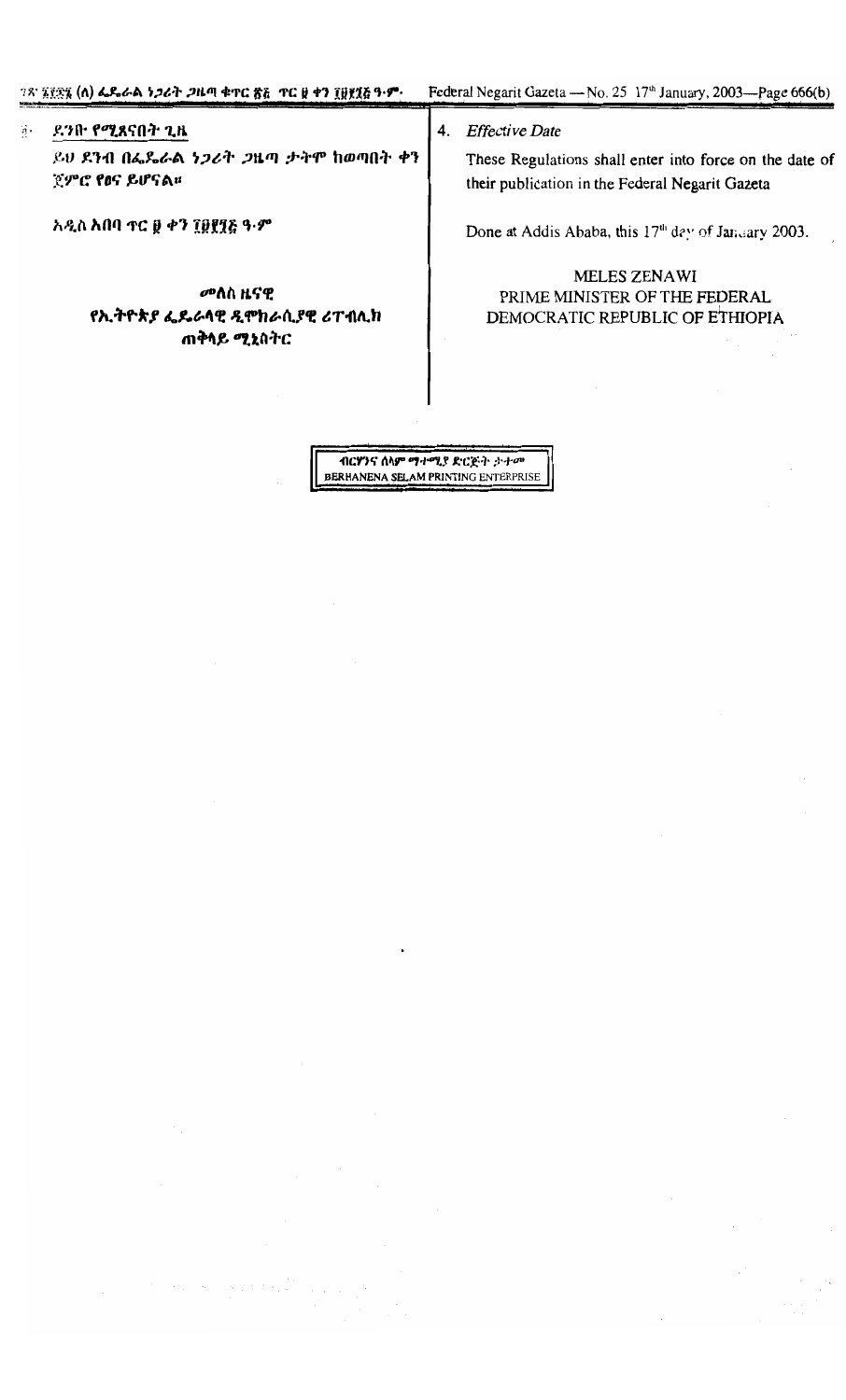፬· ደንቡ የሚጸናበት ጊዜ

ይህ ደንብ በፌዴራል ነጋሪት ጋዜጣ ታትሞ ከወጣበት ቀን ጀምሮ የፀና ይሆናል።

አዲስ አበባ ጥር ፱ ቀን ፲፱፻፺፭ ዓ·ም

መለስ ዜናዊ
የኢትዮጵያ ፌዴራላዊ ዲሞክራሲያዊ ሪፐብሊክ
ጠቅላይ ሚኒስትር

4. *Effective Date*

These Regulations shall enter into force on the date of their publication in the Federal Negarit Gazeta

Done at Addis Ababa, this 17th day of January 2003.

MELES ZENAWI
PRIME MINISTER OF THE FEDERAL DEMOCRATIC REPUBLIC OF ETHIOPIA

ብርሃንና ሰላም ማተሚያ ድርጅት ታተመ
BERHANENA SELAM PRINTING ENTERPRISE